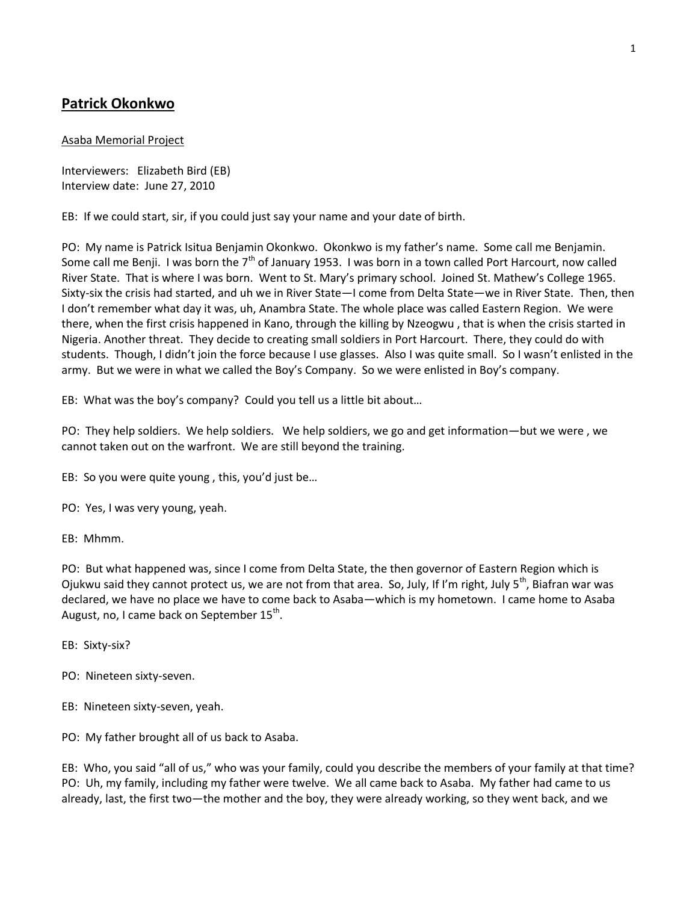## Patrick Okonkwo

Asaba Memorial Project

Interviewers: Elizabeth Bird (EB)
Interview date: June 27, 2010

EB: If we could start, sir, if you could just say your name and your date of birth.

PO: My name is Patrick Isitua Benjamin Okonkwo. Okonkwo is my father's name. Some call me Benjamin. Some call me Benji. I was born the 7th of January 1953. I was born in a town called Port Harcourt, now called River State. That is where I was born. Went to St. Mary's primary school. Joined St. Mathew's College 1965. Sixty-six the crisis had started, and uh we in River State—I come from Delta State—we in River State. Then, then I don't remember what day it was, uh, Anambra State. The whole place was called Eastern Region. We were there, when the first crisis happened in Kano, through the killing by Nzeogwu , that is when the crisis started in Nigeria. Another threat. They decide to creating small soldiers in Port Harcourt. There, they could do with students. Though, I didn't join the force because I use glasses. Also I was quite small. So I wasn't enlisted in the army. But we were in what we called the Boy's Company. So we were enlisted in Boy's company.

EB: What was the boy's company? Could you tell us a little bit about…

PO: They help soldiers. We help soldiers. We help soldiers, we go and get information—but we were , we cannot taken out on the warfront. We are still beyond the training.

EB: So you were quite young , this, you'd just be…

PO: Yes, I was very young, yeah.

EB: Mhmm.

PO: But what happened was, since I come from Delta State, the then governor of Eastern Region which is Ojukwu said they cannot protect us, we are not from that area. So, July, If I'm right, July 5th, Biafran war was declared, we have no place we have to come back to Asaba—which is my hometown. I came home to Asaba August, no, I came back on September 15th.

EB: Sixty-six?

PO: Nineteen sixty-seven.

EB: Nineteen sixty-seven, yeah.

PO: My father brought all of us back to Asaba.

EB: Who, you said "all of us," who was your family, could you describe the members of your family at that time?

PO: Uh, my family, including my father were twelve. We all came back to Asaba. My father had came to us already, last, the first two—the mother and the boy, they were already working, so they went back, and we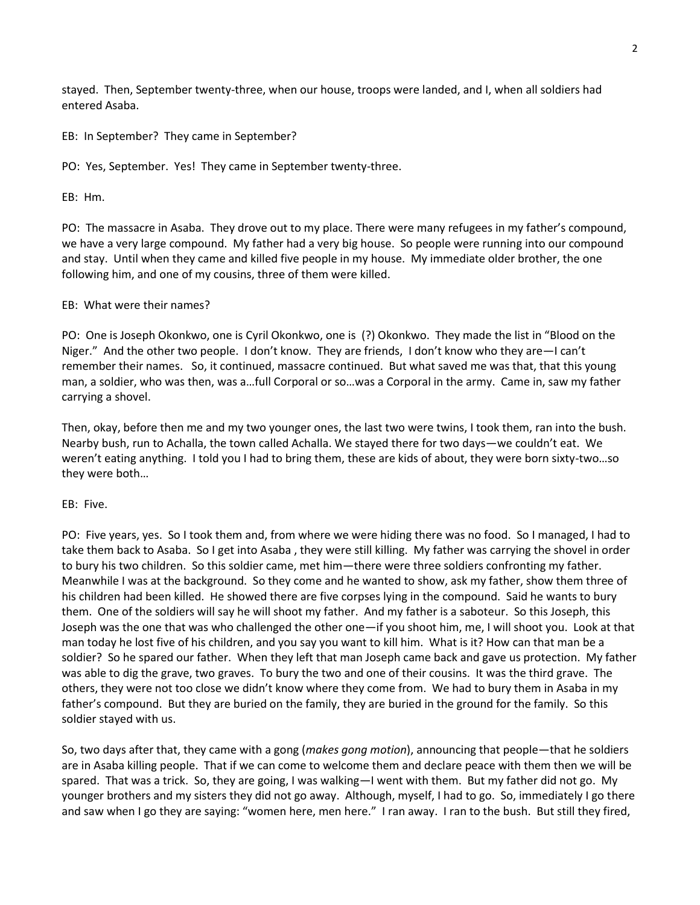stayed. Then, September twenty-three, when our house, troops were landed, and I, when all soldiers had entered Asaba.

EB: In September? They came in September?

PO: Yes, September. Yes! They came in September twenty-three.

EB: Hm.

PO: The massacre in Asaba. They drove out to my place. There were many refugees in my father's compound, we have a very large compound. My father had a very big house. So people were running into our compound and stay. Until when they came and killed five people in my house. My immediate older brother, the one following him, and one of my cousins, three of them were killed.

EB: What were their names?

PO: One is Joseph Okonkwo, one is Cyril Okonkwo, one is (?) Okonkwo. They made the list in "Blood on the Niger." And the other two people. I don't know. They are friends, I don't know who they are—I can't remember their names. So, it continued, massacre continued. But what saved me was that, that this young man, a soldier, who was then, was a…full Corporal or so…was a Corporal in the army. Came in, saw my father carrying a shovel.

Then, okay, before then me and my two younger ones, the last two were twins, I took them, ran into the bush. Nearby bush, run to Achalla, the town called Achalla. We stayed there for two days—we couldn't eat. We weren't eating anything. I told you I had to bring them, these are kids of about, they were born sixty-two…so they were both…

EB: Five.

PO: Five years, yes. So I took them and, from where we were hiding there was no food. So I managed, I had to take them back to Asaba. So I get into Asaba , they were still killing. My father was carrying the shovel in order to bury his two children. So this soldier came, met him—there were three soldiers confronting my father. Meanwhile I was at the background. So they come and he wanted to show, ask my father, show them three of his children had been killed. He showed there are five corpses lying in the compound. Said he wants to bury them. One of the soldiers will say he will shoot my father. And my father is a saboteur. So this Joseph, this Joseph was the one that was who challenged the other one—if you shoot him, me, I will shoot you. Look at that man today he lost five of his children, and you say you want to kill him. What is it? How can that man be a soldier? So he spared our father. When they left that man Joseph came back and gave us protection. My father was able to dig the grave, two graves. To bury the two and one of their cousins. It was the third grave. The others, they were not too close we didn't know where they come from. We had to bury them in Asaba in my father's compound. But they are buried on the family, they are buried in the ground for the family. So this soldier stayed with us.

So, two days after that, they came with a gong (*makes gong motion*), announcing that people—that he soldiers are in Asaba killing people. That if we can come to welcome them and declare peace with them then we will be spared. That was a trick. So, they are going, I was walking—I went with them. But my father did not go. My younger brothers and my sisters they did not go away. Although, myself, I had to go. So, immediately I go there and saw when I go they are saying: "women here, men here." I ran away. I ran to the bush. But still they fired,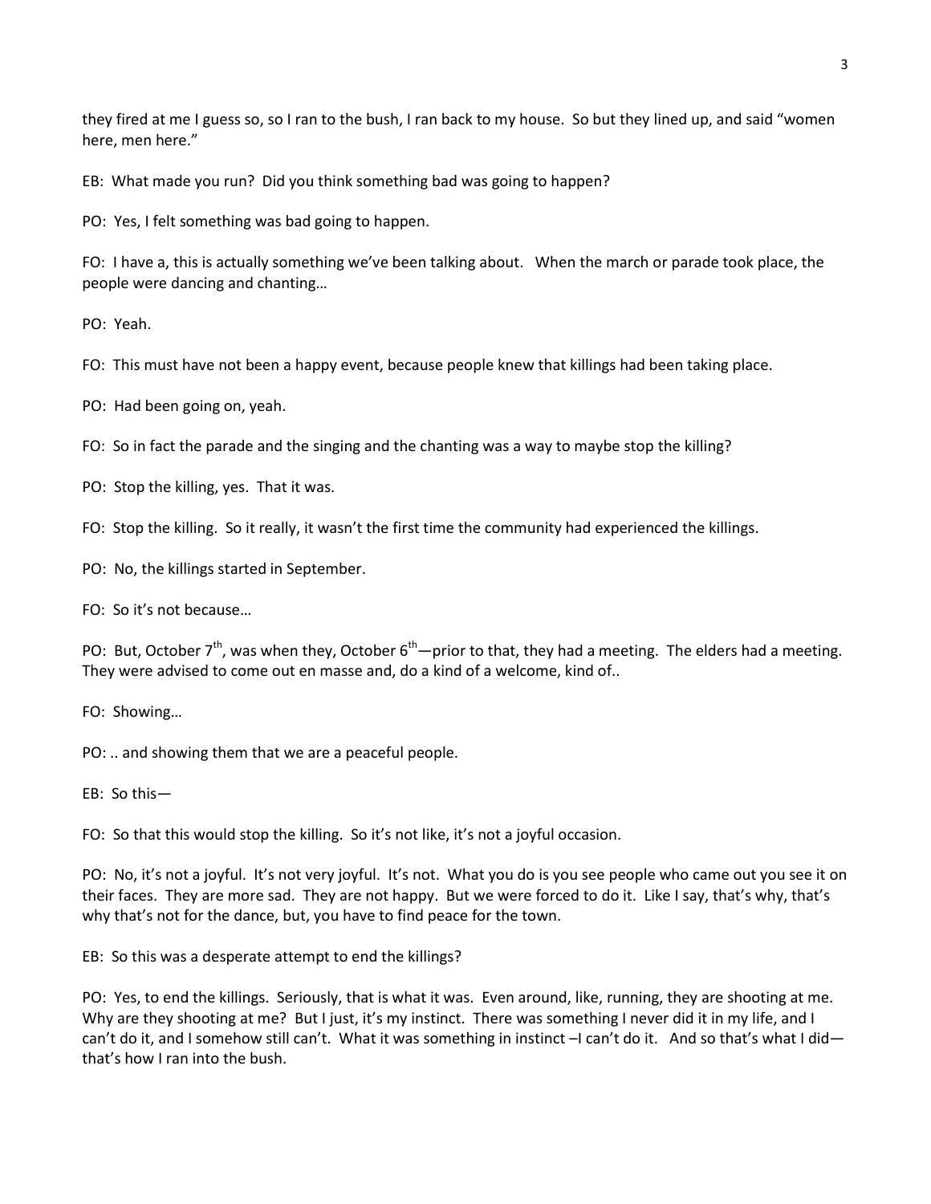they fired at me I guess so, so I ran to the bush, I ran back to my house. So but they lined up, and said "women here, men here."

EB: What made you run? Did you think something bad was going to happen?

PO: Yes, I felt something was bad going to happen.

FO: I have a, this is actually something we've been talking about. When the march or parade took place, the people were dancing and chanting…

PO: Yeah.

FO: This must have not been a happy event, because people knew that killings had been taking place.

PO: Had been going on, yeah.

FO: So in fact the parade and the singing and the chanting was a way to maybe stop the killing?

PO: Stop the killing, yes. That it was.

FO: Stop the killing. So it really, it wasn't the first time the community had experienced the killings.

PO: No, the killings started in September.

FO: So it's not because…

PO: But, October 7th, was when they, October 6th—prior to that, they had a meeting. The elders had a meeting. They were advised to come out en masse and, do a kind of a welcome, kind of..

FO: Showing…

PO: .. and showing them that we are a peaceful people.

EB: So this—

FO: So that this would stop the killing. So it's not like, it's not a joyful occasion.

PO: No, it's not a joyful. It's not very joyful. It's not. What you do is you see people who came out you see it on their faces. They are more sad. They are not happy. But we were forced to do it. Like I say, that's why, that's why that's not for the dance, but, you have to find peace for the town.

EB: So this was a desperate attempt to end the killings?

PO: Yes, to end the killings. Seriously, that is what it was. Even around, like, running, they are shooting at me. Why are they shooting at me? But I just, it's my instinct. There was something I never did it in my life, and I can't do it, and I somehow still can't. What it was something in instinct –I can't do it. And so that's what I did—that's how I ran into the bush.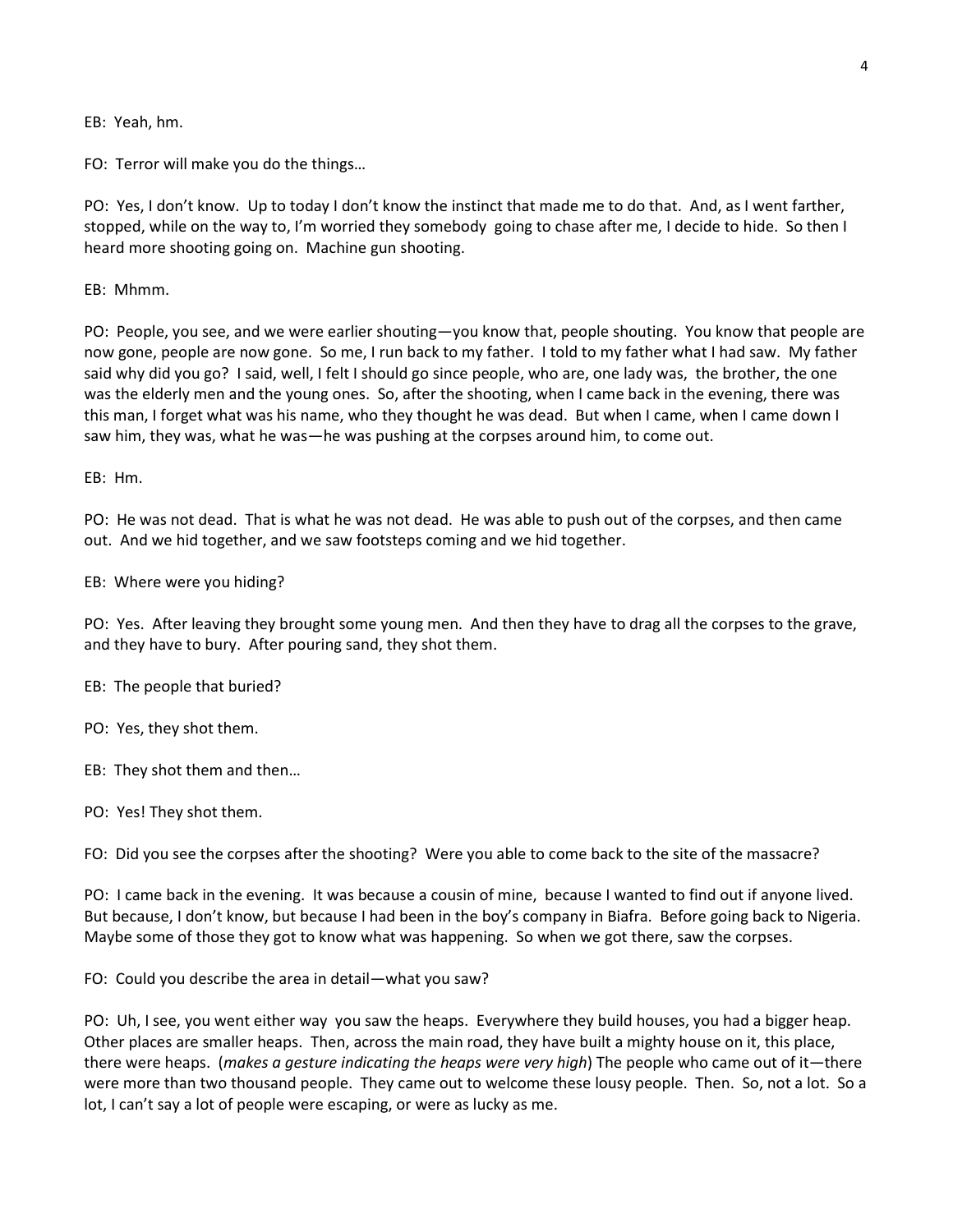EB: Yeah, hm.

FO: Terror will make you do the things…

PO: Yes, I don't know. Up to today I don't know the instinct that made me to do that. And, as I went farther, stopped, while on the way to, I'm worried they somebody going to chase after me, I decide to hide. So then I heard more shooting going on. Machine gun shooting.

EB: Mhmm.

PO: People, you see, and we were earlier shouting—you know that, people shouting. You know that people are now gone, people are now gone. So me, I run back to my father. I told to my father what I had saw. My father said why did you go? I said, well, I felt I should go since people, who are, one lady was, the brother, the one was the elderly men and the young ones. So, after the shooting, when I came back in the evening, there was this man, I forget what was his name, who they thought he was dead. But when I came, when I came down I saw him, they was, what he was—he was pushing at the corpses around him, to come out.

EB: Hm.

PO: He was not dead. That is what he was not dead. He was able to push out of the corpses, and then came out. And we hid together, and we saw footsteps coming and we hid together.

EB: Where were you hiding?

PO: Yes. After leaving they brought some young men. And then they have to drag all the corpses to the grave, and they have to bury. After pouring sand, they shot them.

EB: The people that buried?

PO: Yes, they shot them.

EB: They shot them and then…

PO: Yes! They shot them.

FO: Did you see the corpses after the shooting? Were you able to come back to the site of the massacre?

PO: I came back in the evening. It was because a cousin of mine, because I wanted to find out if anyone lived. But because, I don't know, but because I had been in the boy's company in Biafra. Before going back to Nigeria. Maybe some of those they got to know what was happening. So when we got there, saw the corpses.

FO: Could you describe the area in detail—what you saw?

PO: Uh, I see, you went either way you saw the heaps. Everywhere they build houses, you had a bigger heap. Other places are smaller heaps. Then, across the main road, they have built a mighty house on it, this place, there were heaps. (*makes a gesture indicating the heaps were very high*) The people who came out of it—there were more than two thousand people. They came out to welcome these lousy people. Then. So, not a lot. So a lot, I can't say a lot of people were escaping, or were as lucky as me.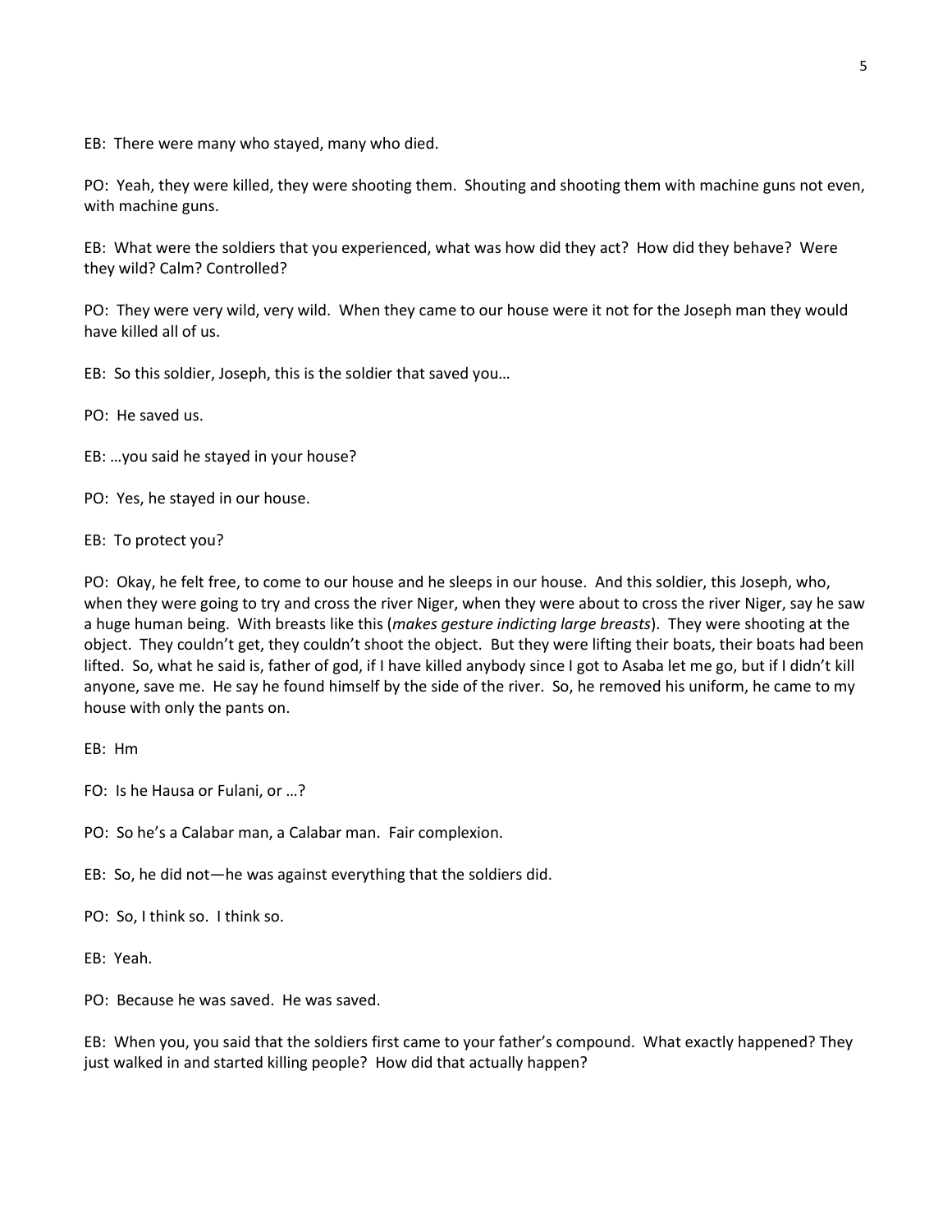EB: There were many who stayed, many who died.

PO: Yeah, they were killed, they were shooting them. Shouting and shooting them with machine guns not even, with machine guns.

EB: What were the soldiers that you experienced, what was how did they act? How did they behave? Were they wild? Calm? Controlled?

PO: They were very wild, very wild. When they came to our house were it not for the Joseph man they would have killed all of us.

EB: So this soldier, Joseph, this is the soldier that saved you…

PO: He saved us.

EB: …you said he stayed in your house?

PO: Yes, he stayed in our house.

EB: To protect you?

PO: Okay, he felt free, to come to our house and he sleeps in our house. And this soldier, this Joseph, who, when they were going to try and cross the river Niger, when they were about to cross the river Niger, say he saw a huge human being. With breasts like this (*makes gesture indicting large breasts*). They were shooting at the object. They couldn't get, they couldn't shoot the object. But they were lifting their boats, their boats had been lifted. So, what he said is, father of god, if I have killed anybody since I got to Asaba let me go, but if I didn't kill anyone, save me. He say he found himself by the side of the river. So, he removed his uniform, he came to my house with only the pants on.

EB: Hm

FO: Is he Hausa or Fulani, or …?

PO: So he's a Calabar man, a Calabar man. Fair complexion.

EB: So, he did not—he was against everything that the soldiers did.

PO: So, I think so. I think so.

EB: Yeah.

PO: Because he was saved. He was saved.

EB: When you, you said that the soldiers first came to your father's compound. What exactly happened? They just walked in and started killing people? How did that actually happen?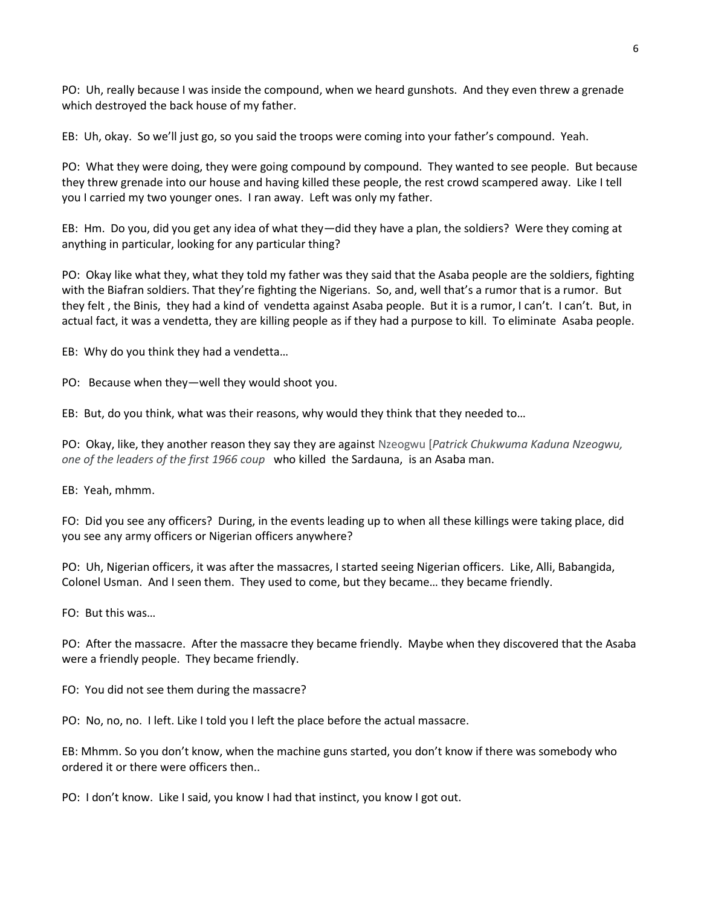PO: Uh, really because I was inside the compound, when we heard gunshots. And they even threw a grenade which destroyed the back house of my father.

EB: Uh, okay. So we'll just go, so you said the troops were coming into your father's compound. Yeah.

PO: What they were doing, they were going compound by compound. They wanted to see people. But because they threw grenade into our house and having killed these people, the rest crowd scampered away. Like I tell you I carried my two younger ones. I ran away. Left was only my father.

EB: Hm. Do you, did you get any idea of what they—did they have a plan, the soldiers? Were they coming at anything in particular, looking for any particular thing?

PO: Okay like what they, what they told my father was they said that the Asaba people are the soldiers, fighting with the Biafran soldiers. That they're fighting the Nigerians. So, and, well that's a rumor that is a rumor. But they felt , the Binis, they had a kind of vendetta against Asaba people. But it is a rumor, I can't. I can't. But, in actual fact, it was a vendetta, they are killing people as if they had a purpose to kill. To eliminate Asaba people.

EB: Why do you think they had a vendetta…

PO: Because when they—well they would shoot you.

EB: But, do you think, what was their reasons, why would they think that they needed to…

PO: Okay, like, they another reason they say they are against Nzeogwu [*Patrick Chukwuma Kaduna Nzeogwu, one of the leaders of the first 1966 coup* who killed the Sardauna, is an Asaba man.

EB: Yeah, mhmm.

FO: Did you see any officers? During, in the events leading up to when all these killings were taking place, did you see any army officers or Nigerian officers anywhere?

PO: Uh, Nigerian officers, it was after the massacres, I started seeing Nigerian officers. Like, Alli, Babangida, Colonel Usman. And I seen them. They used to come, but they became… they became friendly.

FO: But this was…

PO: After the massacre. After the massacre they became friendly. Maybe when they discovered that the Asaba were a friendly people. They became friendly.

FO: You did not see them during the massacre?

PO: No, no, no. I left. Like I told you I left the place before the actual massacre.

EB: Mhmm. So you don't know, when the machine guns started, you don't know if there was somebody who ordered it or there were officers then..

PO: I don't know. Like I said, you know I had that instinct, you know I got out.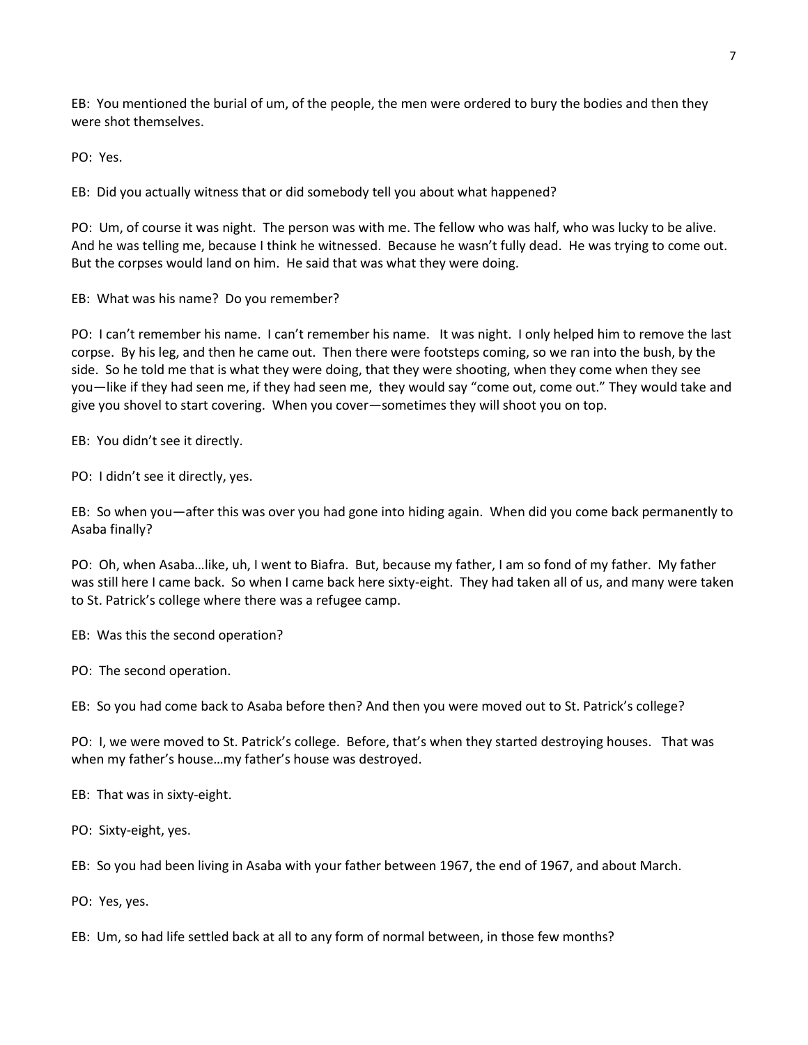EB: You mentioned the burial of um, of the people, the men were ordered to bury the bodies and then they were shot themselves.

PO: Yes.

EB: Did you actually witness that or did somebody tell you about what happened?

PO: Um, of course it was night. The person was with me. The fellow who was half, who was lucky to be alive. And he was telling me, because I think he witnessed. Because he wasn't fully dead. He was trying to come out. But the corpses would land on him. He said that was what they were doing.

EB: What was his name? Do you remember?

PO: I can't remember his name. I can't remember his name. It was night. I only helped him to remove the last corpse. By his leg, and then he came out. Then there were footsteps coming, so we ran into the bush, by the side. So he told me that is what they were doing, that they were shooting, when they come when they see you—like if they had seen me, if they had seen me, they would say "come out, come out." They would take and give you shovel to start covering. When you cover—sometimes they will shoot you on top.

EB: You didn't see it directly.

PO: I didn't see it directly, yes.

EB: So when you—after this was over you had gone into hiding again. When did you come back permanently to Asaba finally?

PO: Oh, when Asaba…like, uh, I went to Biafra. But, because my father, I am so fond of my father. My father was still here I came back. So when I came back here sixty-eight. They had taken all of us, and many were taken to St. Patrick's college where there was a refugee camp.

EB: Was this the second operation?

PO: The second operation.

EB: So you had come back to Asaba before then? And then you were moved out to St. Patrick's college?

PO: I, we were moved to St. Patrick's college. Before, that's when they started destroying houses. That was when my father's house…my father's house was destroyed.

EB: That was in sixty-eight.

PO: Sixty-eight, yes.

EB: So you had been living in Asaba with your father between 1967, the end of 1967, and about March.

PO: Yes, yes.

EB: Um, so had life settled back at all to any form of normal between, in those few months?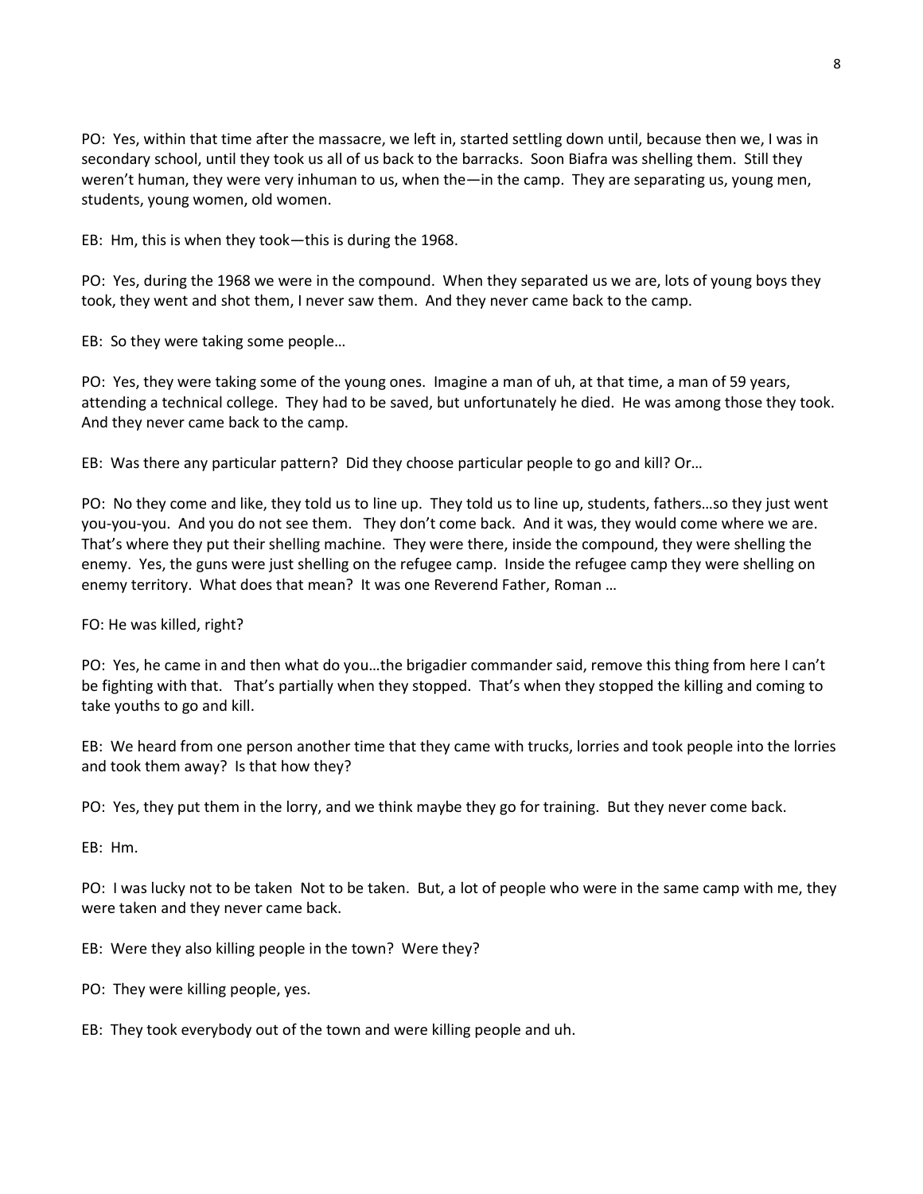PO: Yes, within that time after the massacre, we left in, started settling down until, because then we, I was in secondary school, until they took us all of us back to the barracks. Soon Biafra was shelling them. Still they weren't human, they were very inhuman to us, when the—in the camp. They are separating us, young men, students, young women, old women.

EB: Hm, this is when they took—this is during the 1968.

PO: Yes, during the 1968 we were in the compound. When they separated us we are, lots of young boys they took, they went and shot them, I never saw them. And they never came back to the camp.

EB: So they were taking some people…

PO: Yes, they were taking some of the young ones. Imagine a man of uh, at that time, a man of 59 years, attending a technical college. They had to be saved, but unfortunately he died. He was among those they took. And they never came back to the camp.

EB: Was there any particular pattern? Did they choose particular people to go and kill? Or…

PO: No they come and like, they told us to line up. They told us to line up, students, fathers…so they just went you-you-you. And you do not see them. They don't come back. And it was, they would come where we are. That's where they put their shelling machine. They were there, inside the compound, they were shelling the enemy. Yes, the guns were just shelling on the refugee camp. Inside the refugee camp they were shelling on enemy territory. What does that mean? It was one Reverend Father, Roman …

FO: He was killed, right?

PO: Yes, he came in and then what do you…the brigadier commander said, remove this thing from here I can't be fighting with that. That's partially when they stopped. That's when they stopped the killing and coming to take youths to go and kill.

EB: We heard from one person another time that they came with trucks, lorries and took people into the lorries and took them away? Is that how they?

PO: Yes, they put them in the lorry, and we think maybe they go for training. But they never come back.

EB: Hm.

PO: I was lucky not to be taken Not to be taken. But, a lot of people who were in the same camp with me, they were taken and they never came back.

EB: Were they also killing people in the town? Were they?

PO: They were killing people, yes.

EB: They took everybody out of the town and were killing people and uh.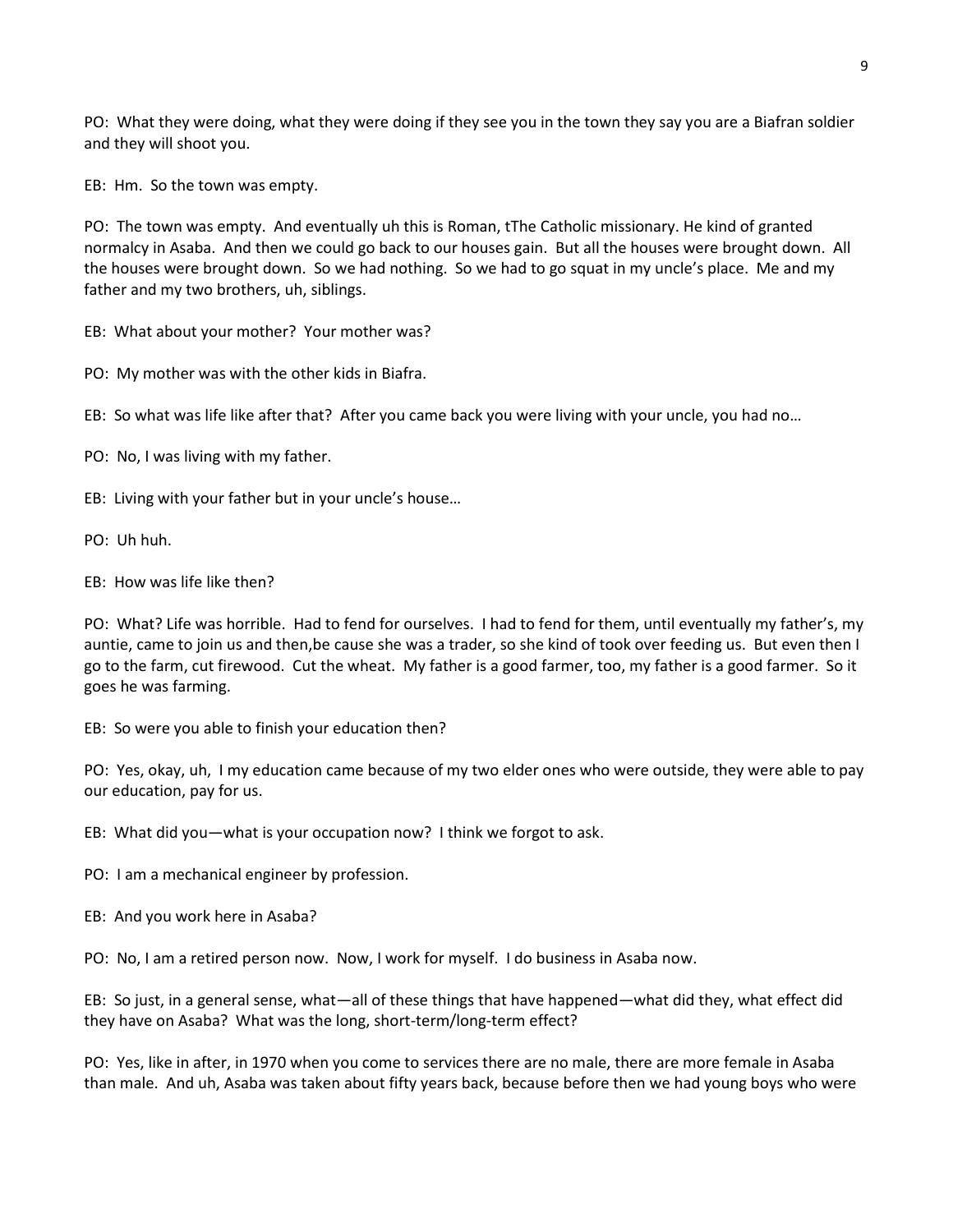PO: What they were doing, what they were doing if they see you in the town they say you are a Biafran soldier and they will shoot you.

EB: Hm. So the town was empty.

PO: The town was empty. And eventually uh this is Roman, tThe Catholic missionary. He kind of granted normalcy in Asaba. And then we could go back to our houses gain. But all the houses were brought down. All the houses were brought down. So we had nothing. So we had to go squat in my uncle's place. Me and my father and my two brothers, uh, siblings.

EB: What about your mother? Your mother was?

PO: My mother was with the other kids in Biafra.

EB: So what was life like after that? After you came back you were living with your uncle, you had no…

PO: No, I was living with my father.

EB: Living with your father but in your uncle's house…

PO: Uh huh.

EB: How was life like then?

PO: What? Life was horrible. Had to fend for ourselves. I had to fend for them, until eventually my father's, my auntie, came to join us and then,be cause she was a trader, so she kind of took over feeding us. But even then I go to the farm, cut firewood. Cut the wheat. My father is a good farmer, too, my father is a good farmer. So it goes he was farming.

EB: So were you able to finish your education then?

PO: Yes, okay, uh, I my education came because of my two elder ones who were outside, they were able to pay our education, pay for us.

EB: What did you—what is your occupation now? I think we forgot to ask.

PO: I am a mechanical engineer by profession.

EB: And you work here in Asaba?

PO: No, I am a retired person now. Now, I work for myself. I do business in Asaba now.

EB: So just, in a general sense, what—all of these things that have happened—what did they, what effect did they have on Asaba? What was the long, short-term/long-term effect?

PO: Yes, like in after, in 1970 when you come to services there are no male, there are more female in Asaba than male. And uh, Asaba was taken about fifty years back, because before then we had young boys who were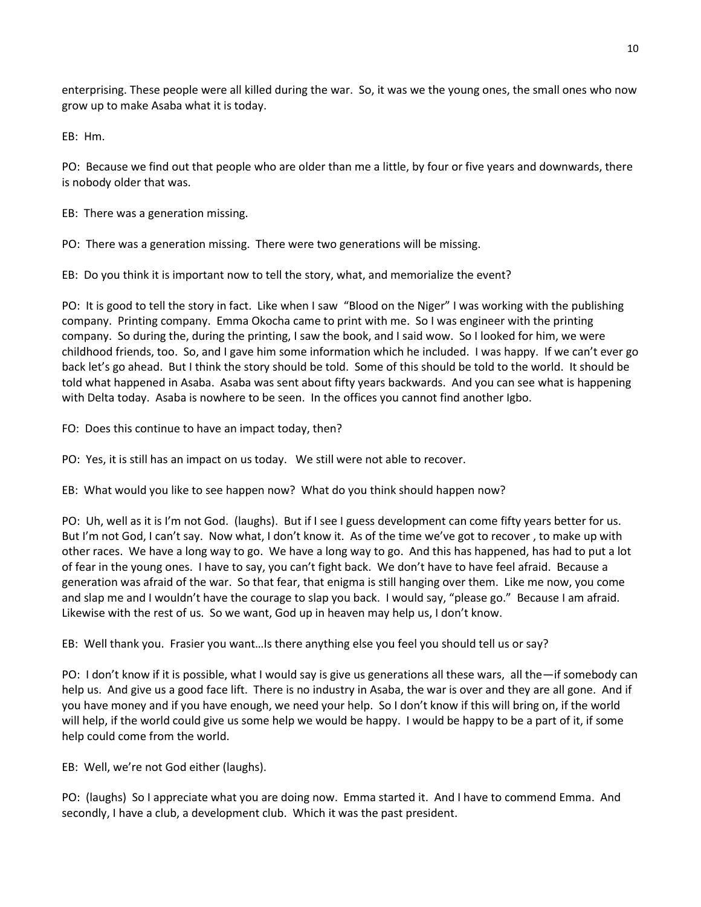enterprising. These people were all killed during the war. So, it was we the young ones, the small ones who now grow up to make Asaba what it is today.

EB: Hm.

PO: Because we find out that people who are older than me a little, by four or five years and downwards, there is nobody older that was.

EB: There was a generation missing.

PO: There was a generation missing. There were two generations will be missing.

EB: Do you think it is important now to tell the story, what, and memorialize the event?

PO: It is good to tell the story in fact. Like when I saw "Blood on the Niger" I was working with the publishing company. Printing company. Emma Okocha came to print with me. So I was engineer with the printing company. So during the, during the printing, I saw the book, and I said wow. So I looked for him, we were childhood friends, too. So, and I gave him some information which he included. I was happy. If we can't ever go back let's go ahead. But I think the story should be told. Some of this should be told to the world. It should be told what happened in Asaba. Asaba was sent about fifty years backwards. And you can see what is happening with Delta today. Asaba is nowhere to be seen. In the offices you cannot find another Igbo.

FO: Does this continue to have an impact today, then?

PO: Yes, it is still has an impact on us today. We still were not able to recover.

EB: What would you like to see happen now? What do you think should happen now?

PO: Uh, well as it is I'm not God. (laughs). But if I see I guess development can come fifty years better for us. But I'm not God, I can't say. Now what, I don't know it. As of the time we've got to recover , to make up with other races. We have a long way to go. We have a long way to go. And this has happened, has had to put a lot of fear in the young ones. I have to say, you can't fight back. We don't have to have feel afraid. Because a generation was afraid of the war. So that fear, that enigma is still hanging over them. Like me now, you come and slap me and I wouldn't have the courage to slap you back. I would say, "please go." Because I am afraid. Likewise with the rest of us. So we want, God up in heaven may help us, I don't know.

EB: Well thank you. Frasier you want…Is there anything else you feel you should tell us or say?

PO: I don't know if it is possible, what I would say is give us generations all these wars, all the—if somebody can help us. And give us a good face lift. There is no industry in Asaba, the war is over and they are all gone. And if you have money and if you have enough, we need your help. So I don't know if this will bring on, if the world will help, if the world could give us some help we would be happy. I would be happy to be a part of it, if some help could come from the world.

EB: Well, we're not God either (laughs).

PO: (laughs) So I appreciate what you are doing now. Emma started it. And I have to commend Emma. And secondly, I have a club, a development club. Which it was the past president.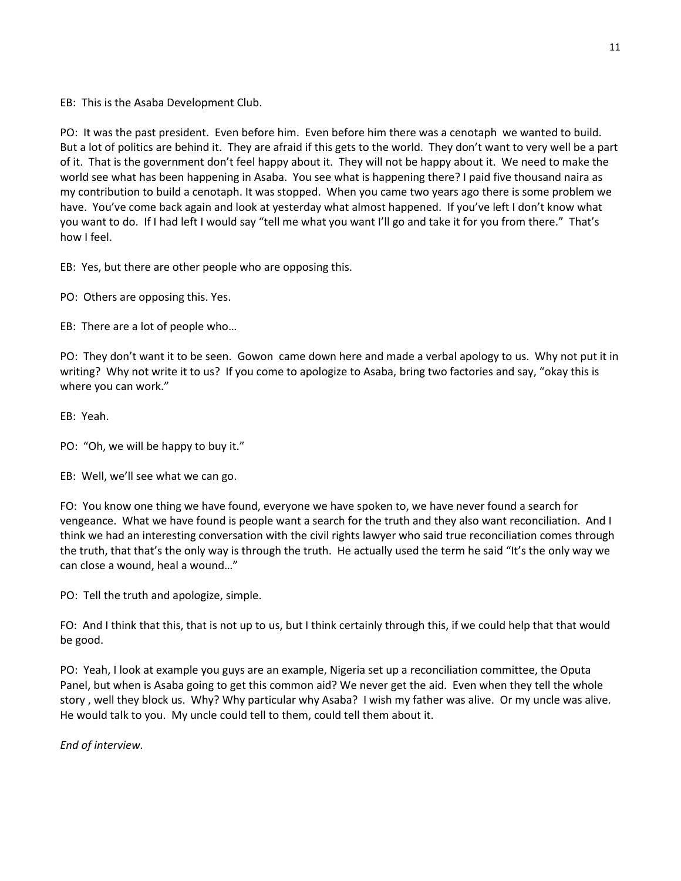EB: This is the Asaba Development Club.

PO: It was the past president. Even before him. Even before him there was a cenotaph we wanted to build. But a lot of politics are behind it. They are afraid if this gets to the world. They don't want to very well be a part of it. That is the government don't feel happy about it. They will not be happy about it. We need to make the world see what has been happening in Asaba. You see what is happening there? I paid five thousand naira as my contribution to build a cenotaph. It was stopped. When you came two years ago there is some problem we have. You've come back again and look at yesterday what almost happened. If you've left I don't know what you want to do. If I had left I would say "tell me what you want I'll go and take it for you from there." That's how I feel.

EB: Yes, but there are other people who are opposing this.

PO: Others are opposing this. Yes.

EB: There are a lot of people who…

PO: They don't want it to be seen. Gowon came down here and made a verbal apology to us. Why not put it in writing? Why not write it to us? If you come to apologize to Asaba, bring two factories and say, "okay this is where you can work."

EB: Yeah.

PO: "Oh, we will be happy to buy it."

EB: Well, we'll see what we can go.

FO: You know one thing we have found, everyone we have spoken to, we have never found a search for vengeance. What we have found is people want a search for the truth and they also want reconciliation. And I think we had an interesting conversation with the civil rights lawyer who said true reconciliation comes through the truth, that that's the only way is through the truth. He actually used the term he said "It's the only way we can close a wound, heal a wound…"

PO: Tell the truth and apologize, simple.

FO: And I think that this, that is not up to us, but I think certainly through this, if we could help that that would be good.

PO: Yeah, I look at example you guys are an example, Nigeria set up a reconciliation committee, the Oputa Panel, but when is Asaba going to get this common aid? We never get the aid. Even when they tell the whole story , well they block us. Why? Why particular why Asaba? I wish my father was alive. Or my uncle was alive. He would talk to you. My uncle could tell to them, could tell them about it.

*End of interview.*